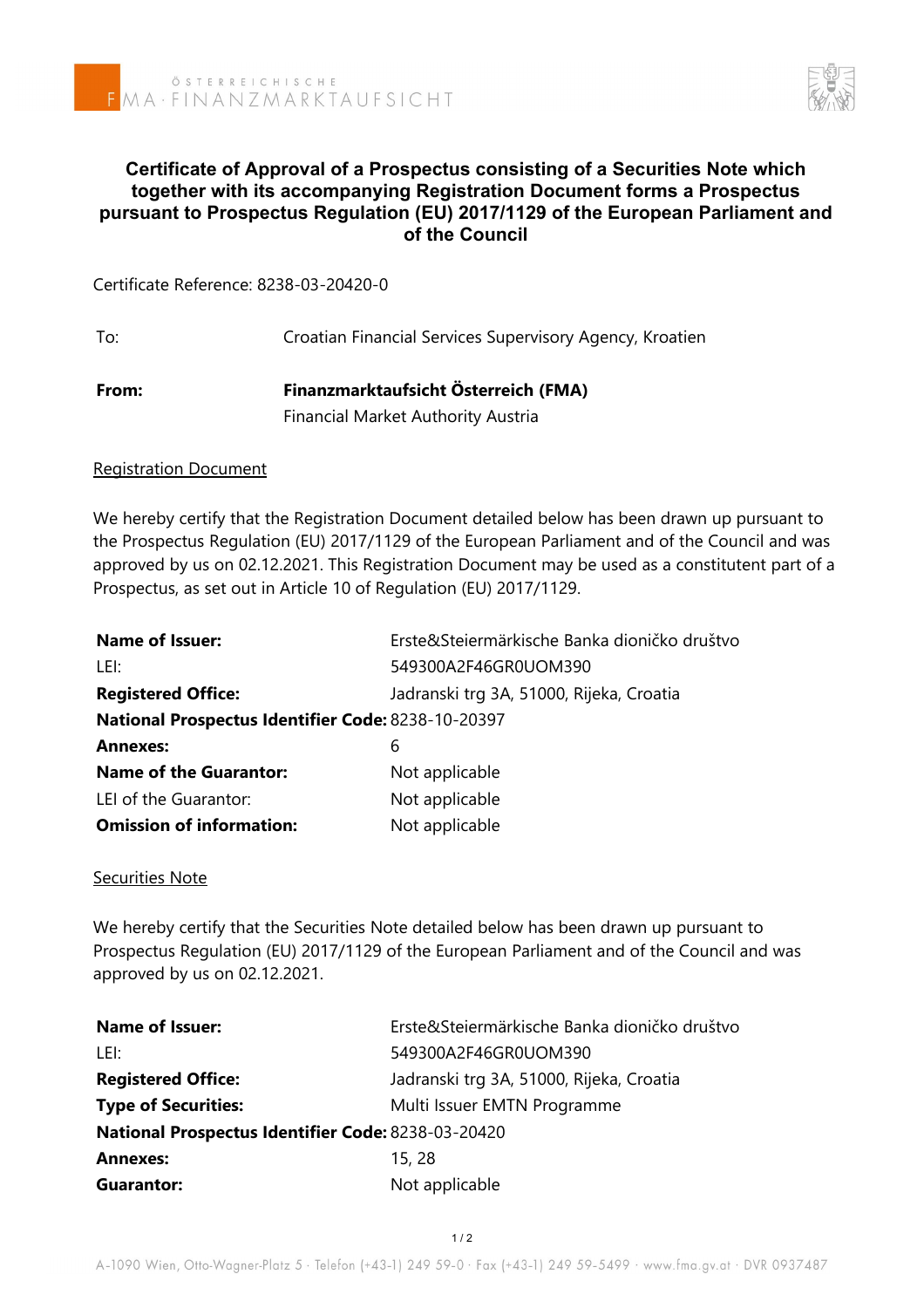# Certificate of Approval of a Prospectus consisting of a Securities Note which together with its accompanying Registration Document forms a Prospectus pursuant to Prospectus Regulation (EU) 2017/1129 of the European Parliament and of the Council

Certificate Reference: 8238-03-20420-0

| | |
|---|---|
| To: | Croatian Financial Services Supervisory Agency, Kroatien |
| **From:** | **Finanzmarktaufsicht Österreich (FMA)**<br>Financial Market Authority Austria |

## Registration Document

We hereby certify that the Registration Document detailed below has been drawn up pursuant to the Prospectus Regulation (EU) 2017/1129 of the European Parliament and of the Council and was approved by us on 02.12.2021. This Registration Document may be used as a constitutent part of a Prospectus, as set out in Article 10 of Regulation (EU) 2017/1129.

| | |
|---|---|
| **Name of Issuer:** | Erste&Steiermärkische Banka dioničko društvo |
| LEI: | 549300A2F46GR0UOM390 |
| **Registered Office:** | Jadranski trg 3A, 51000, Rijeka, Croatia |
| **National Prospectus Identifier Code:** | 8238-10-20397 |
| **Annexes:** | 6 |
| **Name of the Guarantor:** | Not applicable |
| LEI of the Guarantor: | Not applicable |
| **Omission of information:** | Not applicable |

## Securities Note

We hereby certify that the Securities Note detailed below has been drawn up pursuant to Prospectus Regulation (EU) 2017/1129 of the European Parliament and of the Council and was approved by us on 02.12.2021.

| | |
|---|---|
| **Name of Issuer:** | Erste&Steiermärkische Banka dioničko društvo |
| LEI: | 549300A2F46GR0UOM390 |
| **Registered Office:** | Jadranski trg 3A, 51000, Rijeka, Croatia |
| **Type of Securities:** | Multi Issuer EMTN Programme |
| **National Prospectus Identifier Code:** | 8238-03-20420 |
| **Annexes:** | 15, 28 |
| **Guarantor:** | Not applicable |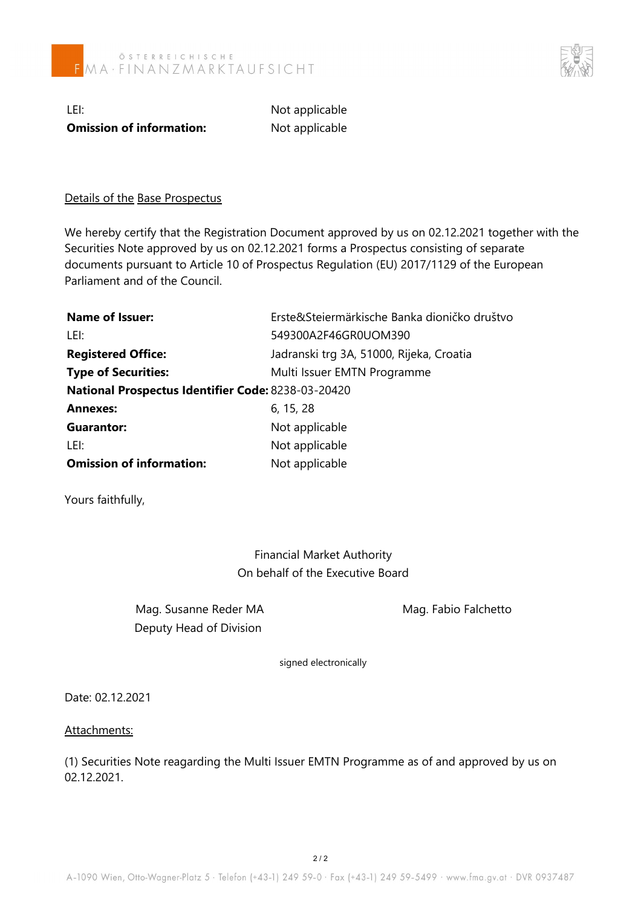| | |
|---|---|
| LEI: | Not applicable |
| **Omission of information:** | Not applicable |

Details of the Base Prospectus

We hereby certify that the Registration Document approved by us on 02.12.2021 together with the Securities Note approved by us on 02.12.2021 forms a Prospectus consisting of separate documents pursuant to Article 10 of Prospectus Regulation (EU) 2017/1129 of the European Parliament and of the Council.

| | |
|---|---|
| **Name of Issuer:** | Erste&Steiermärkische Banka dioničko društvo |
| LEI: | 549300A2F46GR0UOM390 |
| **Registered Office:** | Jadranski trg 3A, 51000, Rijeka, Croatia |
| **Type of Securities:** | Multi Issuer EMTN Programme |
| **National Prospectus Identifier Code:** | 8238-03-20420 |
| **Annexes:** | 6, 15, 28 |
| **Guarantor:** | Not applicable |
| LEI: | Not applicable |
| **Omission of information:** | Not applicable |

Yours faithfully,

Financial Market Authority
On behalf of the Executive Board

Mag. Susanne Reder MA
Deputy Head of Division

Mag. Fabio Falchetto

signed electronically

Date: 02.12.2021

Attachments:

(1) Securities Note reagarding the Multi Issuer EMTN Programme as of and approved by us on 02.12.2021.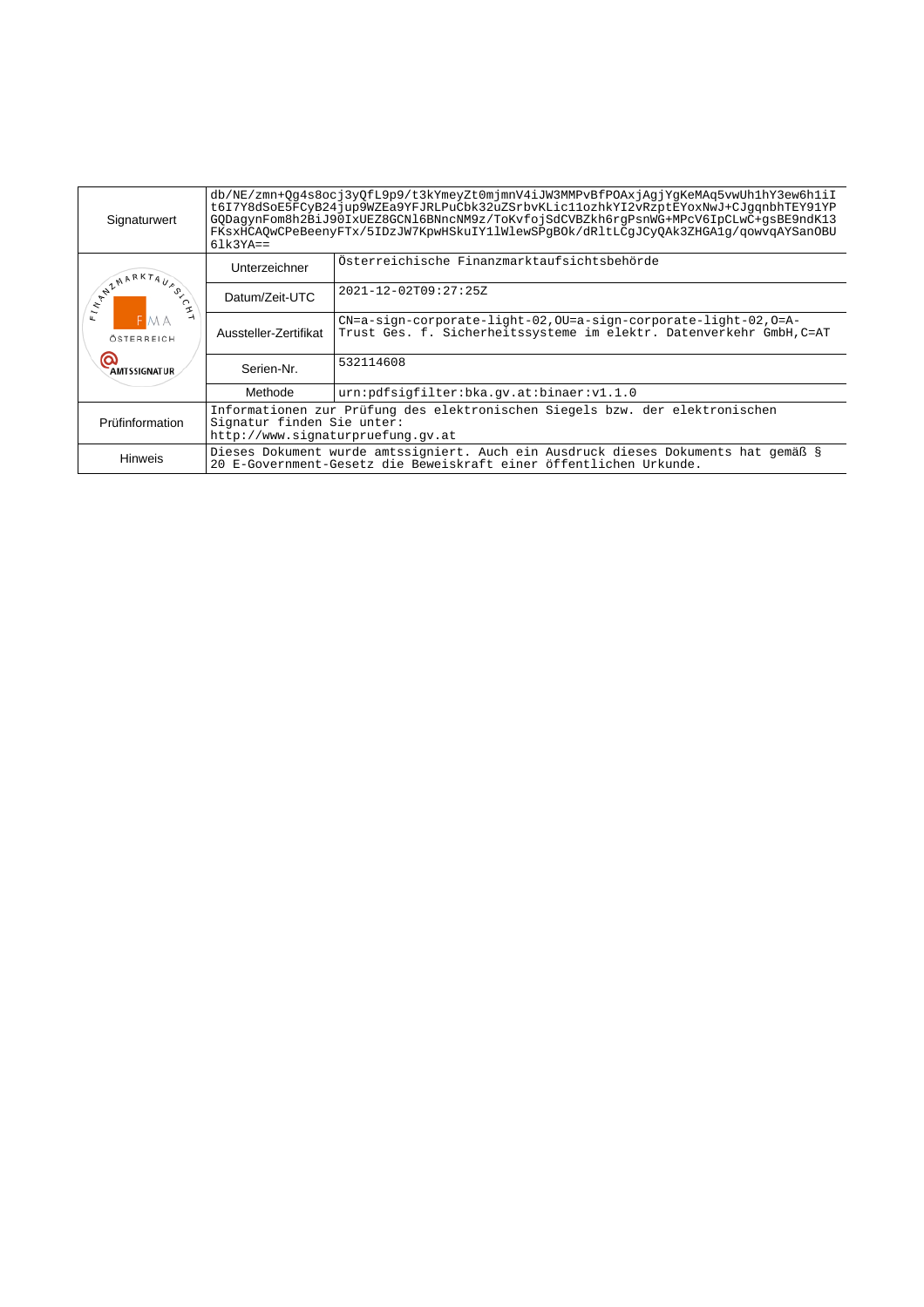| | | |
|---|---|---|
| Signaturwert | db/NE/zmn+Qg4s8ocj3yQfL9p9/t3kYmeyZt0mjmnV4iJW3MMPvBfPOAxjAgjYgKeMAq5vwUh1hY3ew6h1iI t6I7Y8dSoE5FCyB24jup9WZEa9YFJRLPuCbk32uZSrbvKLic11ozhkYI2vRzptEYoxNwJ+CJgqnbhTEY91YP GQDagynFom8h2BiJ90IxUEZ8GCNl6BNncNM9z/ToKvfojSdCVBZkh6rgPsnWG+MPcV6IpCLwC+gsBE9ndK13 FKsxHCAQwCPeBeenyFTx/5IDzJW7KpwHSkuIY1lWlewSPgBOk/dRltLCgJCyQAk3ZHGA1g/qowvqAYSanOBU 6lk3YA== | |
| FINANZMARKTAUFSICHT FMA ÖSTERREICH AMTSSIGNATUR | Unterzeichner | Österreichische Finanzmarktaufsichtsbehörde |
| | Datum/Zeit-UTC | 2021-12-02T09:27:25Z |
| | Aussteller-Zertifikat | CN=a-sign-corporate-light-02,OU=a-sign-corporate-light-02,O=A-Trust Ges. f. Sicherheitssysteme im elektr. Datenverkehr GmbH,C=AT |
| | Serien-Nr. | 532114608 |
| | Methode | urn:pdfsigfilter:bka.gv.at:binaer:v1.1.0 |
| Prüfinformation | Informationen zur Prüfung des elektronischen Siegels bzw. der elektronischen Signatur finden Sie unter: http://www.signaturpruefung.gv.at | |
| Hinweis | Dieses Dokument wurde amtssigniert. Auch ein Ausdruck dieses Dokuments hat gemäß § 20 E-Government-Gesetz die Beweiskraft einer öffentlichen Urkunde. | |